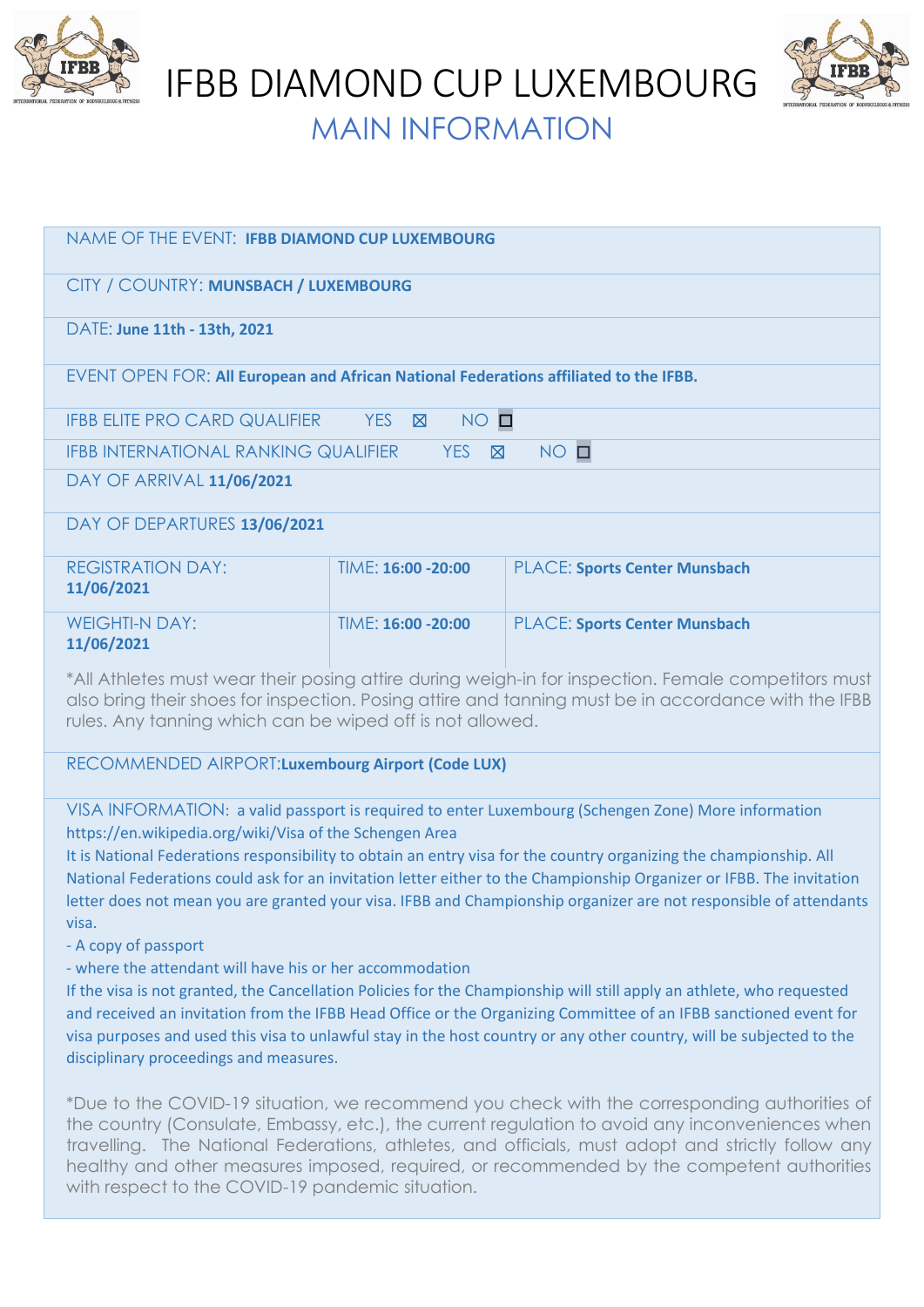# IFBB DIAMOND CUP LUXEMBOURG

## MAIN INFORMATION

NAME OF THE EVENT: **IFBB DIAMOND CUP LUXEMBOURG**

CITY / COUNTRY: **MUNSBACH / LUXEMBOURG**

DATE: **June 11th - 13th, 2021**

EVENT OPEN FOR: **All European and African National Federations affiliated to the IFBB.**

IFBB ELITE PRO CARD QUALIFIER YES ☒ NO ☐

IFBB INTERNATIONAL RANKING QUALIFIER YES ☒ NO ☐

DAY OF ARRIVAL **11/06/2021**

DAY OF DEPARTURES **13/06/2021**

| | | |
|---|---|---|
| REGISTRATION DAY: **11/06/2021** | TIME: **16:00 -20:00** | PLACE: **Sports Center Munsbach** |
| WEIGHTI-N DAY: **11/06/2021** | TIME: **16:00 -20:00** | PLACE: **Sports Center Munsbach** |

*All Athletes must wear their posing attire during weigh-in for inspection. Female competitors must also bring their shoes for inspection. Posing attire and tanning must be in accordance with the IFBB rules. Any tanning which can be wiped off is not allowed.

RECOMMENDED AIRPORT:**Luxembourg Airport (Code LUX)**

VISA INFORMATION: a valid passport is required to enter Luxembourg (Schengen Zone) More information https://en.wikipedia.org/wiki/Visa of the Schengen Area

It is National Federations responsibility to obtain an entry visa for the country organizing the championship. All National Federations could ask for an invitation letter either to the Championship Organizer or IFBB. The invitation letter does not mean you are granted your visa. IFBB and Championship organizer are not responsible of attendants visa.

- A copy of passport
- where the attendant will have his or her accommodation

If the visa is not granted, the Cancellation Policies for the Championship will still apply an athlete, who requested and received an invitation from the IFBB Head Office or the Organizing Committee of an IFBB sanctioned event for visa purposes and used this visa to unlawful stay in the host country or any other country, will be subjected to the disciplinary proceedings and measures.

*Due to the COVID-19 situation, we recommend you check with the corresponding authorities of the country (Consulate, Embassy, etc.), the current regulation to avoid any inconveniences when travelling. The National Federations, athletes, and officials, must adopt and strictly follow any healthy and other measures imposed, required, or recommended by the competent authorities with respect to the COVID-19 pandemic situation.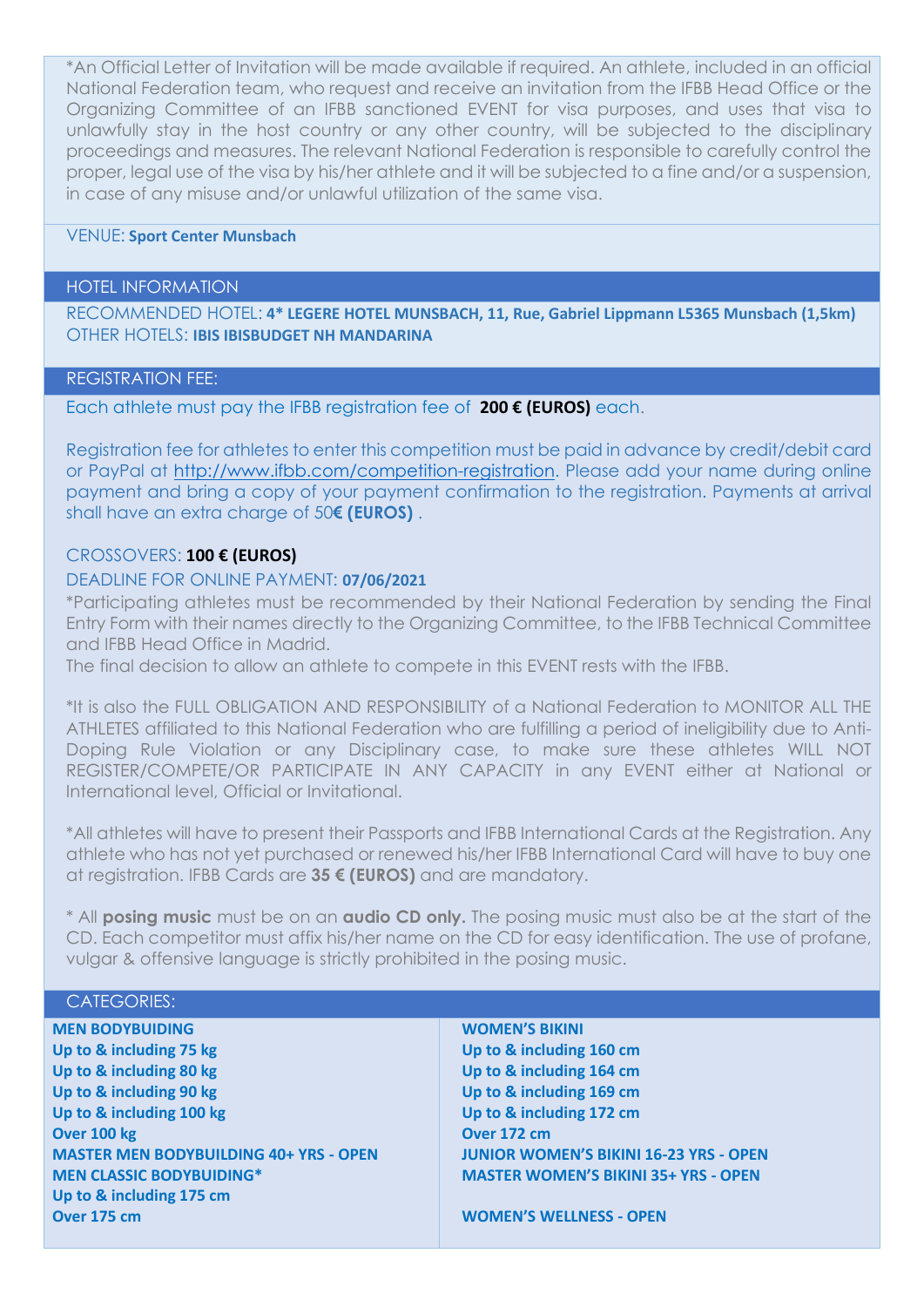*An Official Letter of Invitation will be made available if required. An athlete, included in an official National Federation team, who request and receive an invitation from the IFBB Head Office or the Organizing Committee of an IFBB sanctioned EVENT for visa purposes, and uses that visa to unlawfully stay in the host country or any other country, will be subjected to the disciplinary proceedings and measures. The relevant National Federation is responsible to carefully control the proper, legal use of the visa by his/her athlete and it will be subjected to a fine and/or a suspension, in case of any misuse and/or unlawful utilization of the same visa.

VENUE: **Sport Center Munsbach**

## HOTEL INFORMATION

RECOMMENDED HOTEL: **4* LEGERE HOTEL MUNSBACH, 11, Rue, Gabriel Lippmann L5365 Munsbach (1,5km)**
OTHER HOTELS: **IBIS IBISBUDGET NH MANDARINA**

## REGISTRATION FEE:

Each athlete must pay the IFBB registration fee of **200 € (EUROS)** each.

Registration fee for athletes to enter this competition must be paid in advance by credit/debit card or PayPal at http://www.ifbb.com/competition-registration. Please add your name during online payment and bring a copy of your payment confirmation to the registration. Payments at arrival shall have an extra charge of 50**€ (EUROS)** .

CROSSOVERS: **100 € (EUROS)**

DEADLINE FOR ONLINE PAYMENT: **07/06/2021**

*Participating athletes must be recommended by their National Federation by sending the Final Entry Form with their names directly to the Organizing Committee, to the IFBB Technical Committee and IFBB Head Office in Madrid.
The final decision to allow an athlete to compete in this EVENT rests with the IFBB.

*It is also the FULL OBLIGATION AND RESPONSIBILITY of a National Federation to MONITOR ALL THE ATHLETES affiliated to this National Federation who are fulfilling a period of ineligibility due to Anti-Doping Rule Violation or any Disciplinary case, to make sure these athletes WILL NOT REGISTER/COMPETE/OR PARTICIPATE IN ANY CAPACITY in any EVENT either at National or International level, Official or Invitational.

*All athletes will have to present their Passports and IFBB International Cards at the Registration. Any athlete who has not yet purchased or renewed his/her IFBB International Card will have to buy one at registration. IFBB Cards are **35 € (EUROS)** and are mandatory.

* All **posing music** must be on an **audio CD only.** The posing music must also be at the start of the CD. Each competitor must affix his/her name on the CD for easy identification. The use of profane, vulgar & offensive language is strictly prohibited in the posing music.

## CATEGORIES:

**MEN BODYBUIDING**
**Up to & including 75 kg**
**Up to & including 80 kg**
**Up to & including 90 kg**
**Up to & including 100 kg**
**Over 100 kg**
**MASTER MEN BODYBUILDING 40+ YRS - OPEN**
**MEN CLASSIC BODYBUIDING***
**Up to & including 175 cm**
**Over 175 cm**

**WOMEN'S BIKINI**
**Up to & including 160 cm**
**Up to & including 164 cm**
**Up to & including 169 cm**
**Up to & including 172 cm**
**Over 172 cm**
**JUNIOR WOMEN'S BIKINI 16-23 YRS - OPEN**
**MASTER WOMEN'S BIKINI 35+ YRS - OPEN**

**WOMEN'S WELLNESS - OPEN**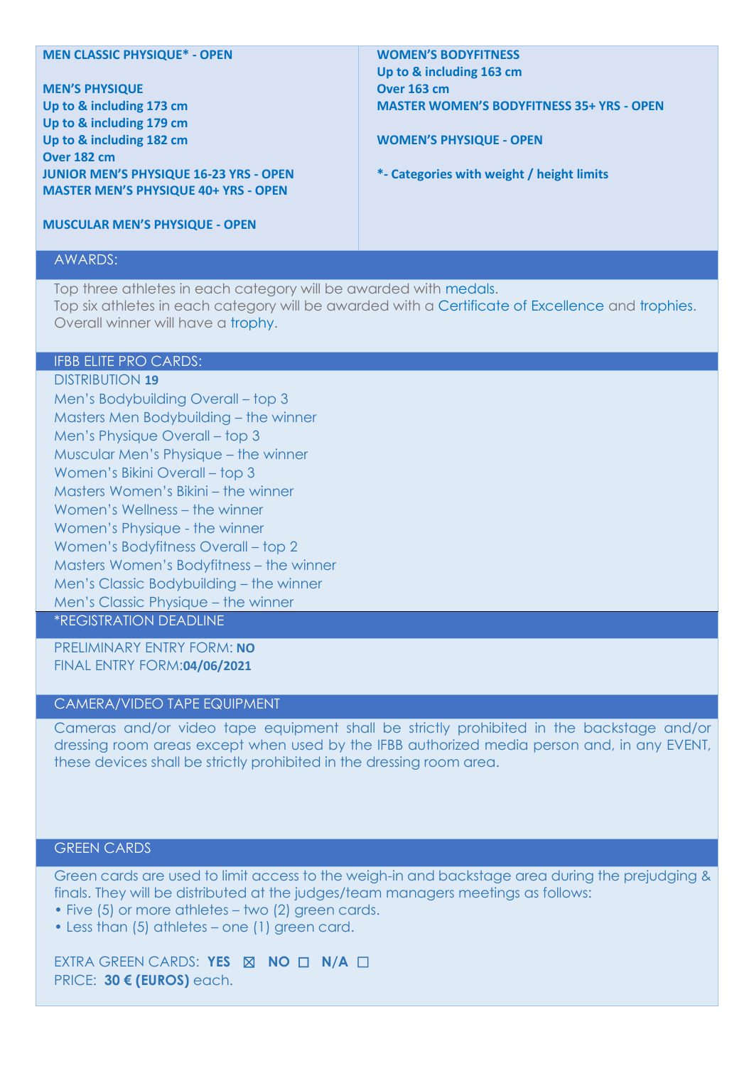**MEN CLASSIC PHYSIQUE* - OPEN**

**MEN'S PHYSIQUE**
**Up to & including 173 cm**
**Up to & including 179 cm**
**Up to & including 182 cm**
**Over 182 cm**
**JUNIOR MEN'S PHYSIQUE 16-23 YRS - OPEN**
**MASTER MEN'S PHYSIQUE 40+ YRS - OPEN**

**MUSCULAR MEN'S PHYSIQUE - OPEN**

**WOMEN'S BODYFITNESS**
**Up to & including 163 cm**
**Over 163 cm**
**MASTER WOMEN'S BODYFITNESS 35+ YRS - OPEN**

**WOMEN'S PHYSIQUE - OPEN**

***- Categories with weight / height limits**

## AWARDS:

Top three athletes in each category will be awarded with medals.
Top six athletes in each category will be awarded with a Certificate of Excellence and trophies.
Overall winner will have a trophy.

## IFBB ELITE PRO CARDS:

DISTRIBUTION **19**
Men's Bodybuilding Overall – top 3
Masters Men Bodybuilding – the winner
Men's Physique Overall – top 3
Muscular Men's Physique – the winner
Women's Bikini Overall – top 3
Masters Women's Bikini – the winner
Women's Wellness – the winner
Women's Physique - the winner
Women's Bodyfitness Overall – top 2
Masters Women's Bodyfitness – the winner
Men's Classic Bodybuilding – the winner
Men's Classic Physique – the winner

## *REGISTRATION DEADLINE

PRELIMINARY ENTRY FORM: **NO**
FINAL ENTRY FORM:**04/06/2021**

## CAMERA/VIDEO TAPE EQUIPMENT

Cameras and/or video tape equipment shall be strictly prohibited in the backstage and/or dressing room areas except when used by the IFBB authorized media person and, in any EVENT, these devices shall be strictly prohibited in the dressing room area.

## GREEN CARDS

Green cards are used to limit access to the weigh-in and backstage area during the prejudging & finals. They will be distributed at the judges/team managers meetings as follows:

- Five (5) or more athletes – two (2) green cards.
- Less than (5) athletes – one (1) green card.

EXTRA GREEN CARDS: **YES** ☒ **NO** ☐ **N/A** ☐
PRICE: **30 € (EUROS)** each.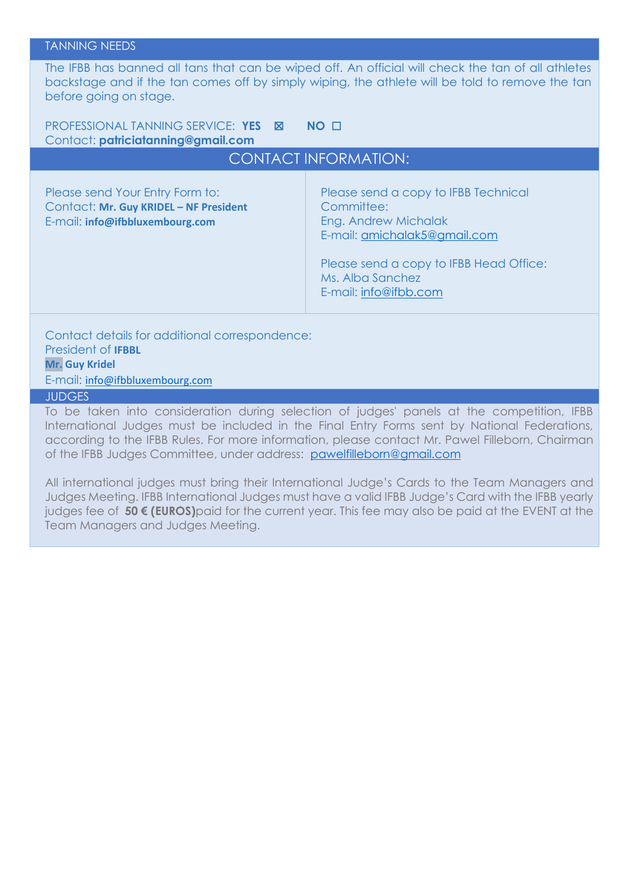## TANNING NEEDS

The IFBB has banned all tans that can be wiped off. An official will check the tan of all athletes backstage and if the tan comes off by simply wiping, the athlete will be told to remove the tan before going on stage.

PROFESSIONAL TANNING SERVICE: **YES** ☒ **NO** ☐
Contact: **patriciatanning@gmail.com**

## CONTACT INFORMATION:

Please send Your Entry Form to:
Contact: **Mr. Guy KRIDEL – NF President**
E-mail: **info@ifbbluxembourg.com**

Please send a copy to IFBB Technical Committee:
Eng. Andrew Michalak
E-mail: amichalak5@gmail.com

Please send a copy to IFBB Head Office:
Ms. Alba Sanchez
E-mail: info@ifbb.com

Contact details for additional correspondence:
President of **IFBBL**
**Mr. Guy Kridel**
E-mail: info@ifbbluxembourg.com

## JUDGES

To be taken into consideration during selection of judges' panels at the competition, IFBB International Judges must be included in the Final Entry Forms sent by National Federations, according to the IFBB Rules. For more information, please contact Mr. Pawel Filleborn, Chairman of the IFBB Judges Committee, under address: pawelfilleborn@gmail.com

All international judges must bring their International Judge's Cards to the Team Managers and Judges Meeting. IFBB International Judges must have a valid IFBB Judge's Card with the IFBB yearly judges fee of **50 € (EUROS)**paid for the current year. This fee may also be paid at the EVENT at the Team Managers and Judges Meeting.